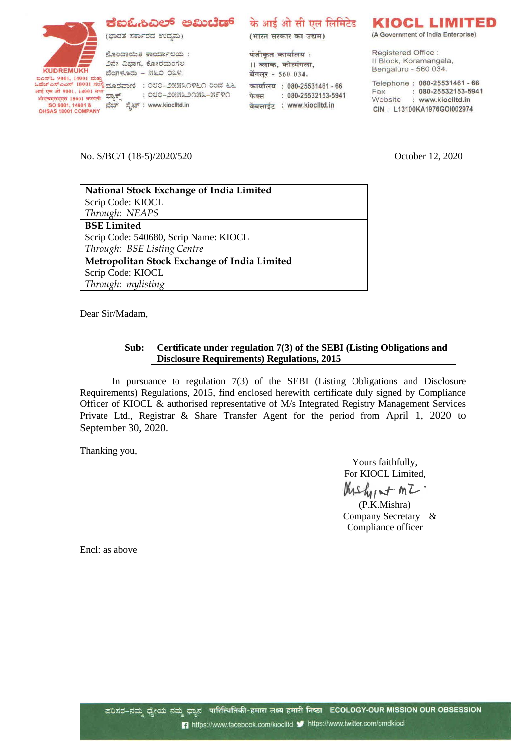# KIOCL LIMITED

(A Government of India Enterprise)

Registered Office : II Block, Koramangala, Bengaluru - 560 034.

Telephone : 080-25531461 - 66
Fax : 080-25532153-5941
Website : www.kioclltd.in
CIN : L13100KA1976GOI002974

No. S/BC/1 (18-5)/2020/520

October 12, 2020

| National Stock Exchange of India Limited<br>Scrip Code: KIOCL<br>*Through: NEAPS* |
|---|
| **BSE Limited**<br>Scrip Code: 540680, Scrip Name: KIOCL<br>*Through: BSE Listing Centre* |
| **Metropolitan Stock Exchange of India Limited**<br>Scrip Code: KIOCL<br>*Through: mylisting* |

Dear Sir/Madam,

**Sub: Certificate under regulation 7(3) of the SEBI (Listing Obligations and Disclosure Requirements) Regulations, 2015**

In pursuance to regulation 7(3) of the SEBI (Listing Obligations and Disclosure Requirements) Regulations, 2015, find enclosed herewith certificate duly signed by Compliance Officer of KIOCL & authorised representative of M/s Integrated Registry Management Services Private Ltd., Registrar & Share Transfer Agent for the period from April 1, 2020 to September 30, 2020.

Thanking you,

Yours faithfully,
For KIOCL Limited,

(P.K.Mishra)
Company Secretary &
Compliance officer

Encl: as above

ECOLOGY-OUR MISSION OUR OBSESSION
https://www.facebook.com/kioclltd https://www.twitter.com/cmdkiocl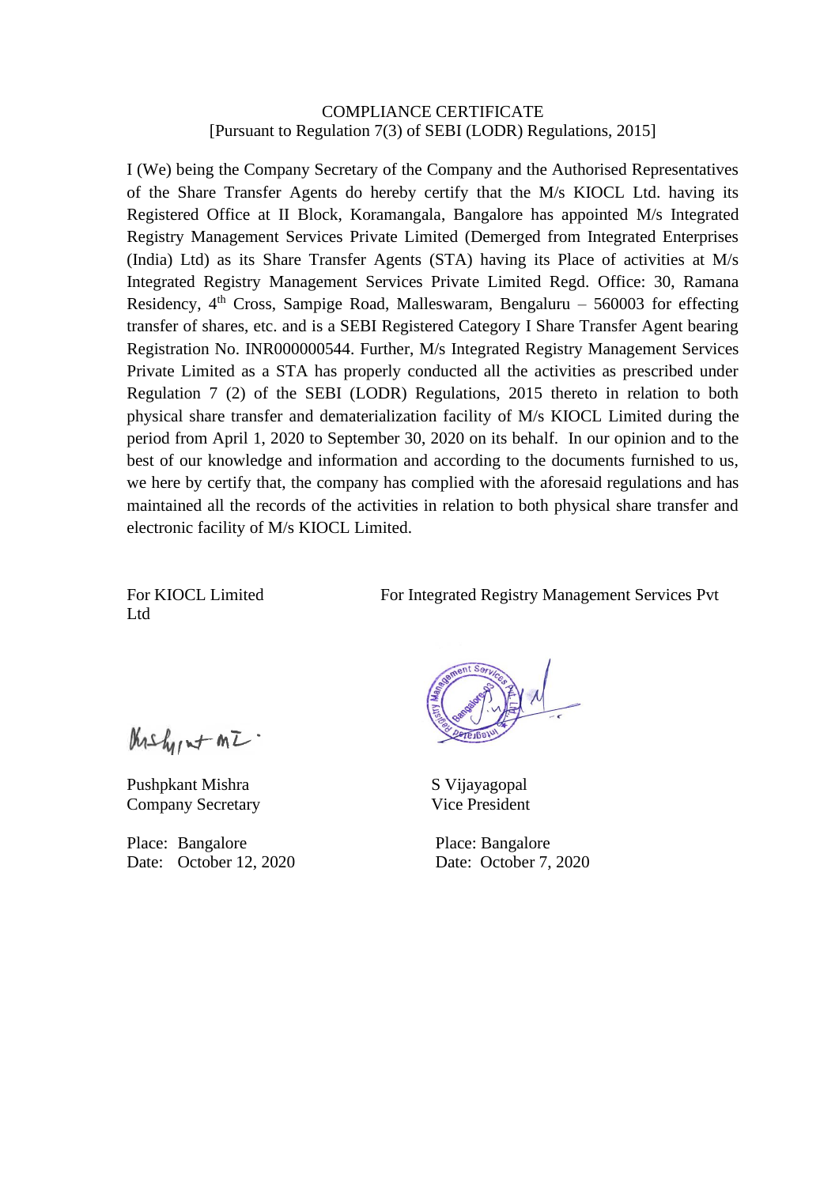COMPLIANCE CERTIFICATE
[Pursuant to Regulation 7(3) of SEBI (LODR) Regulations, 2015]

I (We) being the Company Secretary of the Company and the Authorised Representatives of the Share Transfer Agents do hereby certify that the M/s KIOCL Ltd. having its Registered Office at II Block, Koramangala, Bangalore has appointed M/s Integrated Registry Management Services Private Limited (Demerged from Integrated Enterprises (India) Ltd) as its Share Transfer Agents (STA) having its Place of activities at M/s Integrated Registry Management Services Private Limited Regd. Office: 30, Ramana Residency, 4th Cross, Sampige Road, Malleswaram, Bengaluru – 560003 for effecting transfer of shares, etc. and is a SEBI Registered Category I Share Transfer Agent bearing Registration No. INR000000544. Further, M/s Integrated Registry Management Services Private Limited as a STA has properly conducted all the activities as prescribed under Regulation 7 (2) of the SEBI (LODR) Regulations, 2015 thereto in relation to both physical share transfer and dematerialization facility of M/s KIOCL Limited during the period from April 1, 2020 to September 30, 2020 on its behalf. In our opinion and to the best of our knowledge and information and according to the documents furnished to us, we here by certify that, the company has complied with the aforesaid regulations and has maintained all the records of the activities in relation to both physical share transfer and electronic facility of M/s KIOCL Limited.

For KIOCL Limited

Pushpkant Mishra
Company Secretary

Place: Bangalore
Date: October 12, 2020

For Integrated Registry Management Services Pvt Ltd

S Vijayagopal
Vice President

Place: Bangalore
Date: October 7, 2020